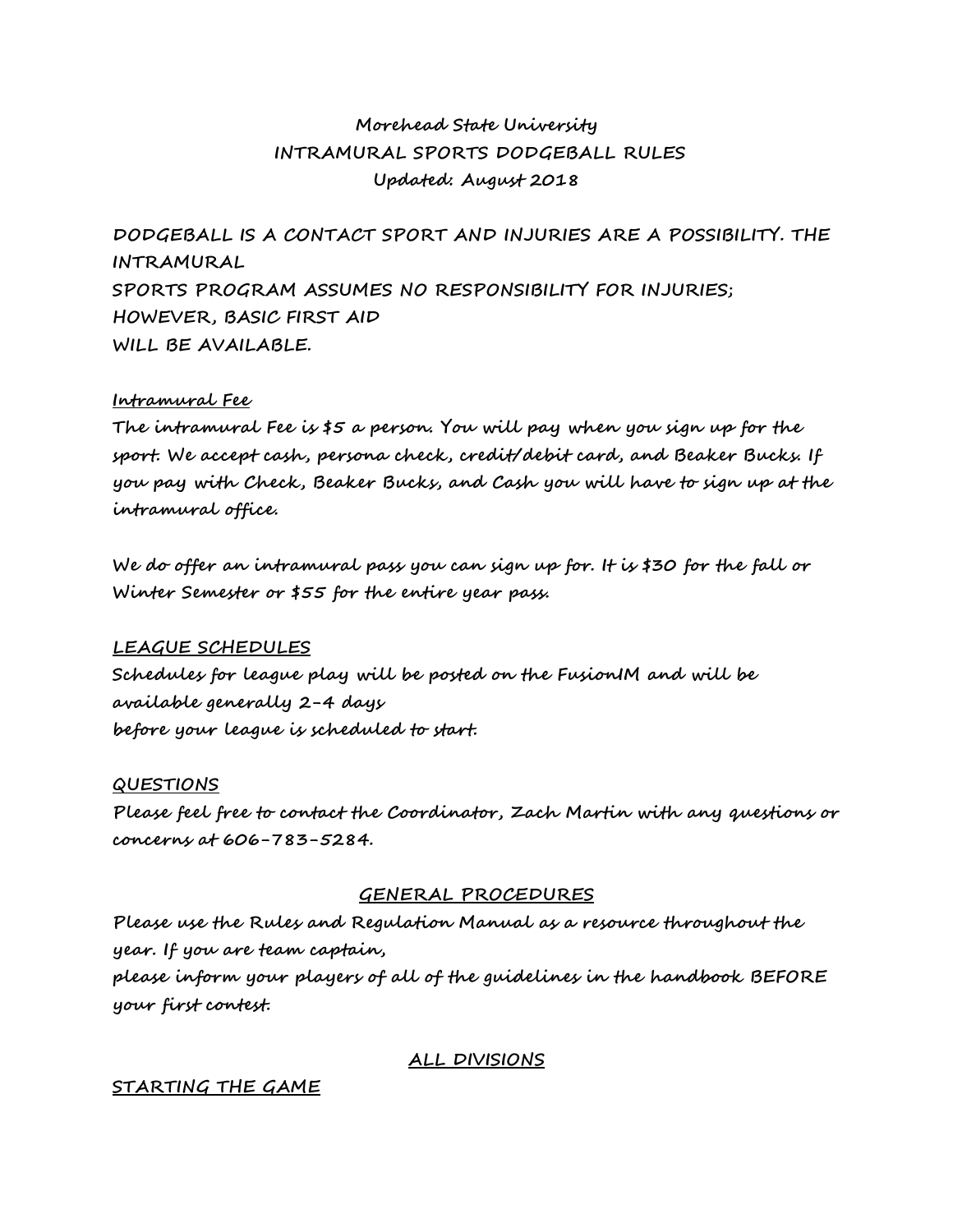# Morehead State University
## INTRAMURAL SPORTS DODGEBALL RULES
Updated: August 2018

DODGEBALL IS A CONTACT SPORT AND INJURIES ARE A POSSIBILITY. THE INTRAMURAL SPORTS PROGRAM ASSUMES NO RESPONSIBILITY FOR INJURIES; HOWEVER, BASIC FIRST AID WILL BE AVAILABLE.

### Intramural Fee

The intramural Fee is $5 a person. You will pay when you sign up for the sport. We accept cash, persona check, credit/debit card, and Beaker Bucks. If you pay with Check, Beaker Bucks, and Cash you will have to sign up at the intramural office.

We do offer an intramural pass you can sign up for. It is $30 for the fall or Winter Semester or $55 for the entire year pass.

### LEAGUE SCHEDULES

Schedules for league play will be posted on the FusionIM and will be available generally 2-4 days before your league is scheduled to start.

### QUESTIONS

Please feel free to contact the Coordinator, Zach Martin with any questions or concerns at 606-783-5284.

## GENERAL PROCEDURES

Please use the Rules and Regulation Manual as a resource throughout the year. If you are team captain, please inform your players of all of the guidelines in the handbook BEFORE your first contest.

## ALL DIVISIONS

### STARTING THE GAME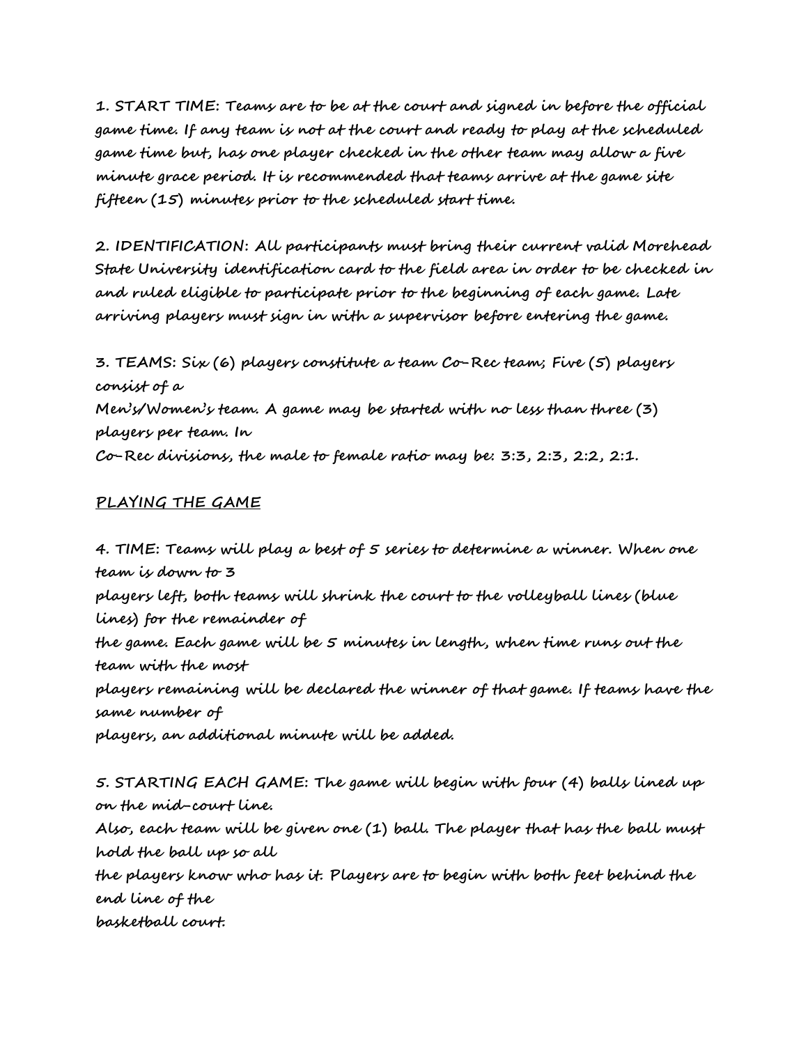1. START TIME: Teams are to be at the court and signed in before the official game time. If any team is not at the court and ready to play at the scheduled game time but, has one player checked in the other team may allow a five minute grace period. It is recommended that teams arrive at the game site fifteen (15) minutes prior to the scheduled start time.

2. IDENTIFICATION: All participants must bring their current valid Morehead State University identification card to the field area in order to be checked in and ruled eligible to participate prior to the beginning of each game. Late arriving players must sign in with a supervisor before entering the game.

3. TEAMS: Six (6) players constitute a team Co-Rec team; Five (5) players consist of a Men's/Women's team. A game may be started with no less than three (3) players per team. In Co-Rec divisions, the male to female ratio may be: 3:3, 2:3, 2:2, 2:1.

## PLAYING THE GAME

4. TIME: Teams will play a best of 5 series to determine a winner. When one team is down to 3 players left, both teams will shrink the court to the volleyball lines (blue lines) for the remainder of the game. Each game will be 5 minutes in length, when time runs out the team with the most players remaining will be declared the winner of that game. If teams have the same number of players, an additional minute will be added.

5. STARTING EACH GAME: The game will begin with four (4) balls lined up on the mid-court line. Also, each team will be given one (1) ball. The player that has the ball must hold the ball up so all the players know who has it. Players are to begin with both feet behind the end line of the basketball court.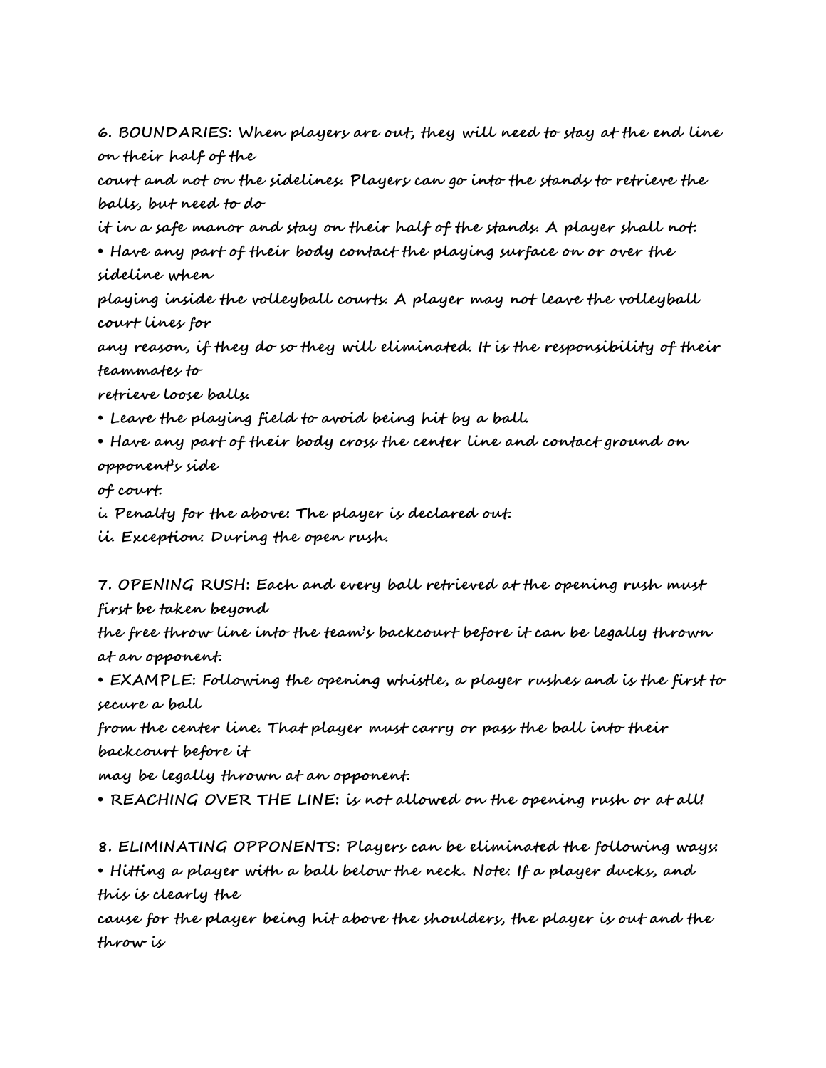6. BOUNDARIES: When players are out, they will need to stay at the end line on their half of the court and not on the sidelines. Players can go into the stands to retrieve the balls, but need to do it in a safe manor and stay on their half of the stands. A player shall not:

- Have any part of their body contact the playing surface on or over the sideline when playing inside the volleyball courts. A player may not leave the volleyball court lines for any reason, if they do so they will eliminated. It is the responsibility of their teammates to retrieve loose balls.
- Leave the playing field to avoid being hit by a ball.
- Have any part of their body cross the center line and contact ground on opponent's side of court.

i. Penalty for the above: The player is declared out.

ii. Exception: During the open rush.

7. OPENING RUSH: Each and every ball retrieved at the opening rush must first be taken beyond the free throw line into the team's backcourt before it can be legally thrown at an opponent.

- EXAMPLE: Following the opening whistle, a player rushes and is the first to secure a ball from the center line. That player must carry or pass the ball into their backcourt before it may be legally thrown at an opponent.
- REACHING OVER THE LINE: is not allowed on the opening rush or at all!

8. ELIMINATING OPPONENTS: Players can be eliminated the following ways:

- Hitting a player with a ball below the neck. Note: If a player ducks, and this is clearly the cause for the player being hit above the shoulders, the player is out and the throw is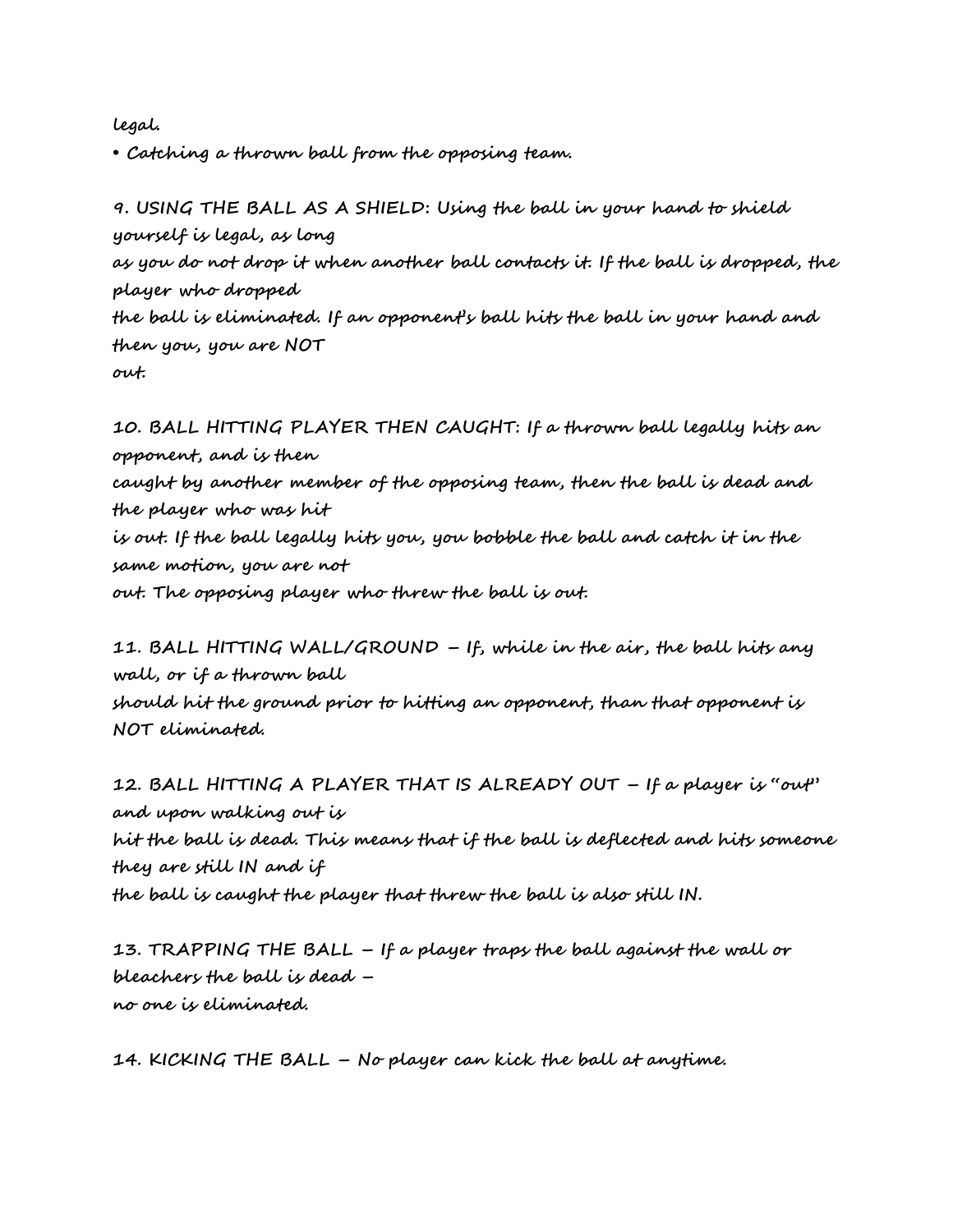legal.

- Catching a thrown ball from the opposing team.

9. USING THE BALL AS A SHIELD: Using the ball in your hand to shield yourself is legal, as long as you do not drop it when another ball contacts it. If the ball is dropped, the player who dropped the ball is eliminated. If an opponent's ball hits the ball in your hand and then you, you are NOT out.

10. BALL HITTING PLAYER THEN CAUGHT: If a thrown ball legally hits an opponent, and is then caught by another member of the opposing team, then the ball is dead and the player who was hit is out. If the ball legally hits you, you bobble the ball and catch it in the same motion, you are not out. The opposing player who threw the ball is out.

11. BALL HITTING WALL/GROUND – If, while in the air, the ball hits any wall, or if a thrown ball should hit the ground prior to hitting an opponent, than that opponent is NOT eliminated.

12. BALL HITTING A PLAYER THAT IS ALREADY OUT – If a player is "out" and upon walking out is hit the ball is dead. This means that if the ball is deflected and hits someone they are still IN and if the ball is caught the player that threw the ball is also still IN.

13. TRAPPING THE BALL – If a player traps the ball against the wall or bleachers the ball is dead – no one is eliminated.

14. KICKING THE BALL – No player can kick the ball at anytime.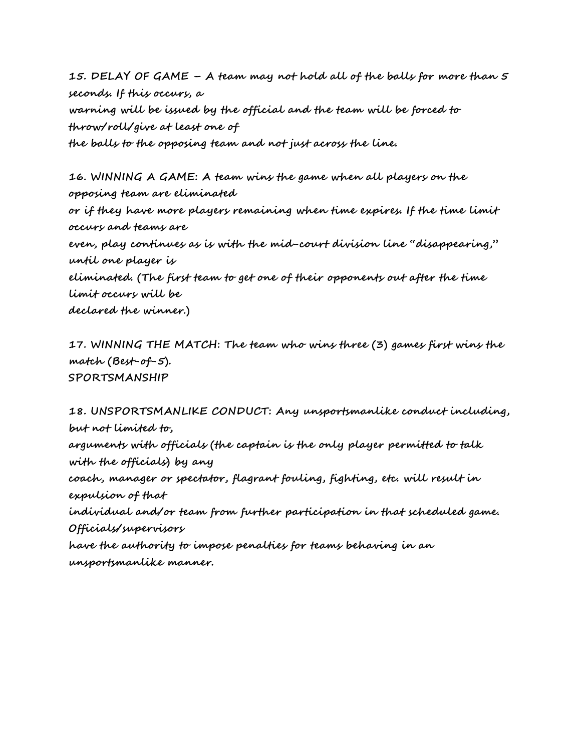15. DELAY OF GAME – A team may not hold all of the balls for more than 5 seconds. If this occurs, a warning will be issued by the official and the team will be forced to throw/roll/give at least one of the balls to the opposing team and not just across the line.

16. WINNING A GAME: A team wins the game when all players on the opposing team are eliminated or if they have more players remaining when time expires. If the time limit occurs and teams are even, play continues as is with the mid-court division line "disappearing," until one player is eliminated. (The first team to get one of their opponents out after the time limit occurs will be declared the winner.)

17. WINNING THE MATCH: The team who wins three (3) games first wins the match (Best-of-5).

SPORTSMANSHIP

18. UNSPORTSMANLIKE CONDUCT: Any unsportsmanlike conduct including, but not limited to, arguments with officials (the captain is the only player permitted to talk with the officials) by any coach, manager or spectator, flagrant fouling, fighting, etc. will result in expulsion of that individual and/or team from further participation in that scheduled game. Officials/supervisors have the authority to impose penalties for teams behaving in an unsportsmanlike manner.